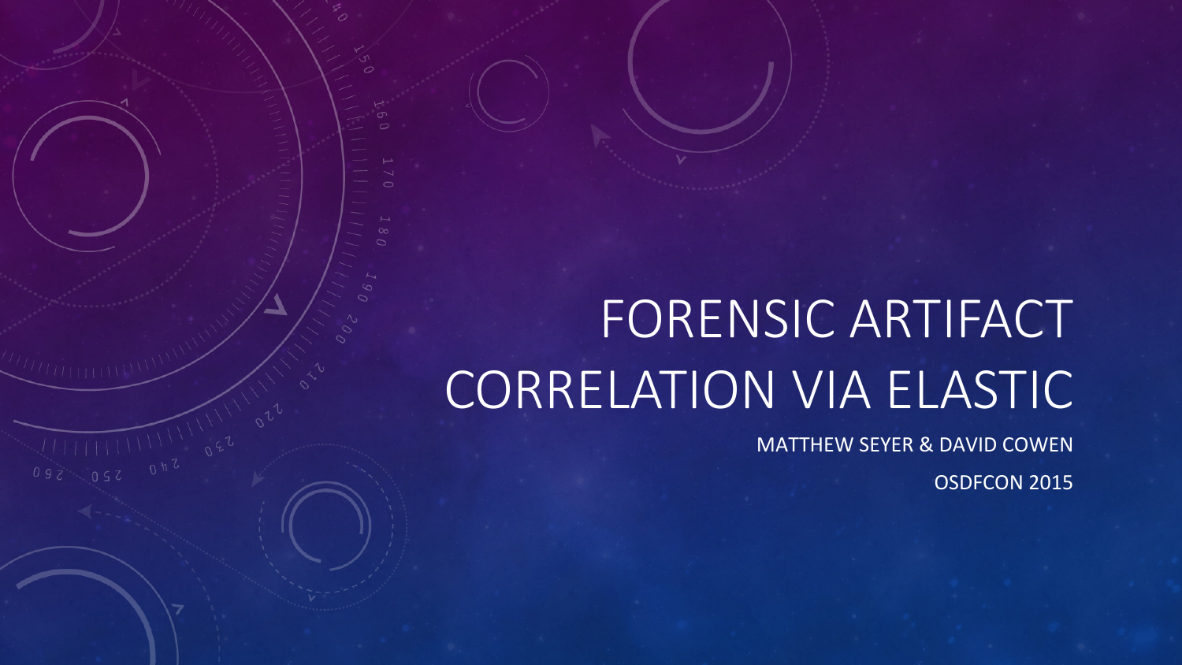# FORENSIC ARTIFACT CORRELATION VIA ELASTIC

MATTHEW SEYER & DAVID COWEN

OSDFCON 2015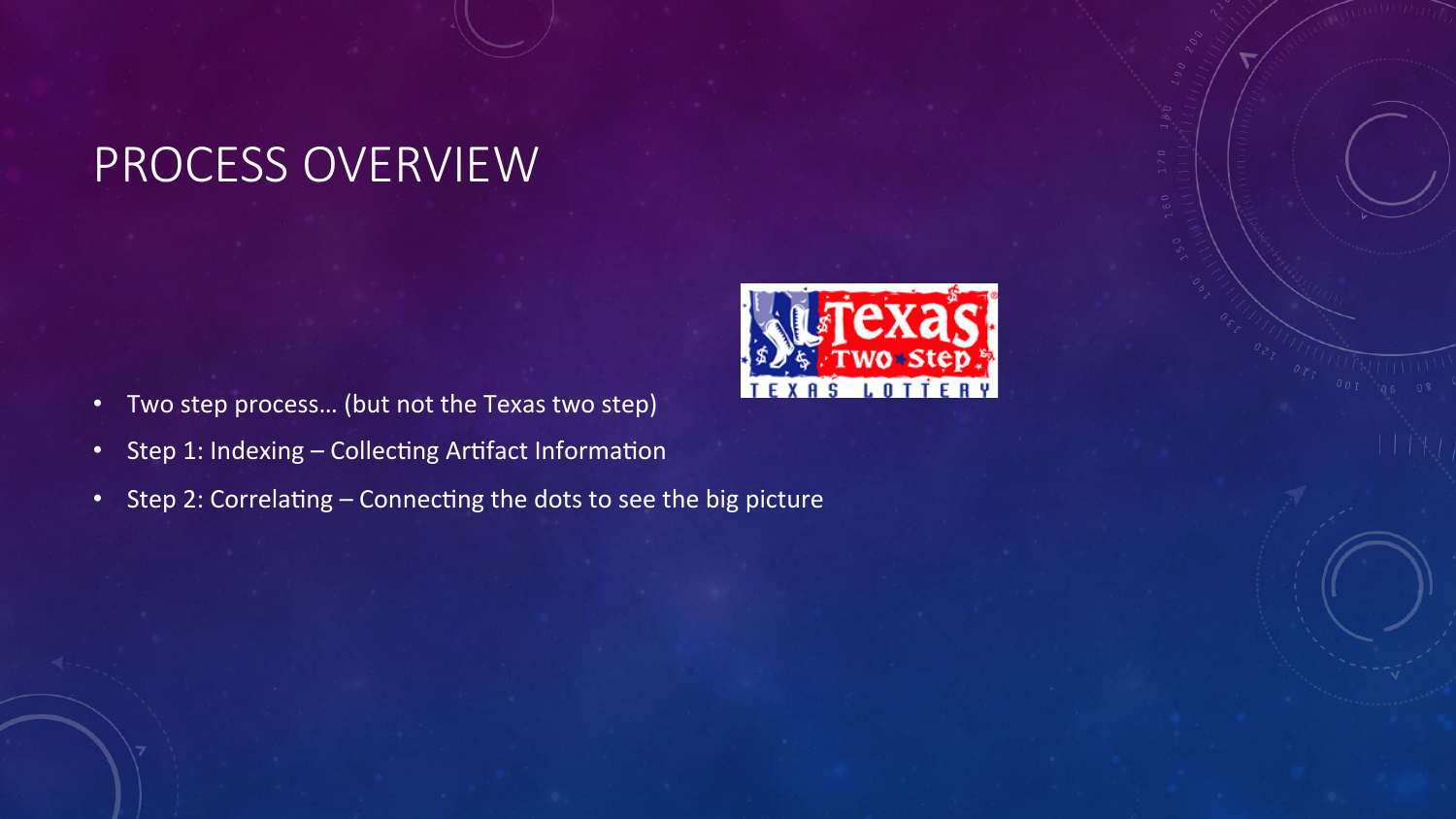# PROCESS OVERVIEW

- Two step process… (but not the Texas two step)
- Step 1: Indexing – Collecting Artifact Information
- Step 2: Correlating – Connecting the dots to see the big picture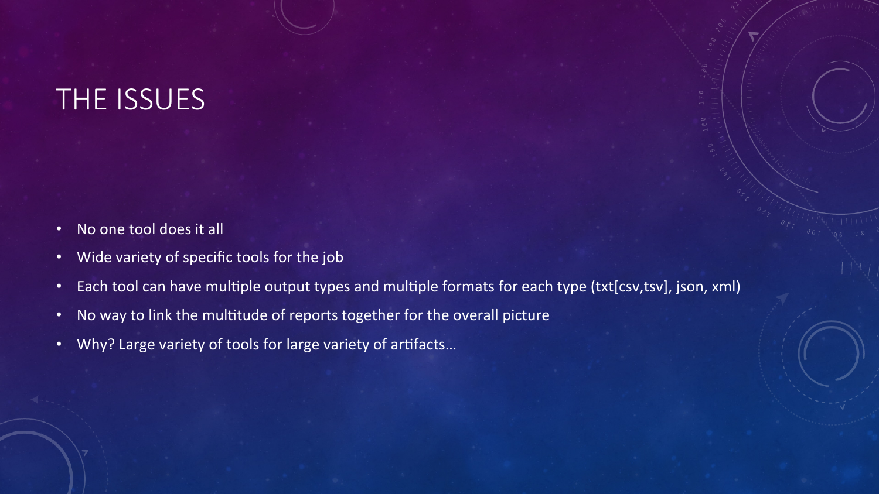# THE ISSUES

- No one tool does it all
- Wide variety of specific tools for the job
- Each tool can have multiple output types and multiple formats for each type (txt[csv,tsv], json, xml)
- No way to link the multitude of reports together for the overall picture
- Why? Large variety of tools for large variety of artifacts…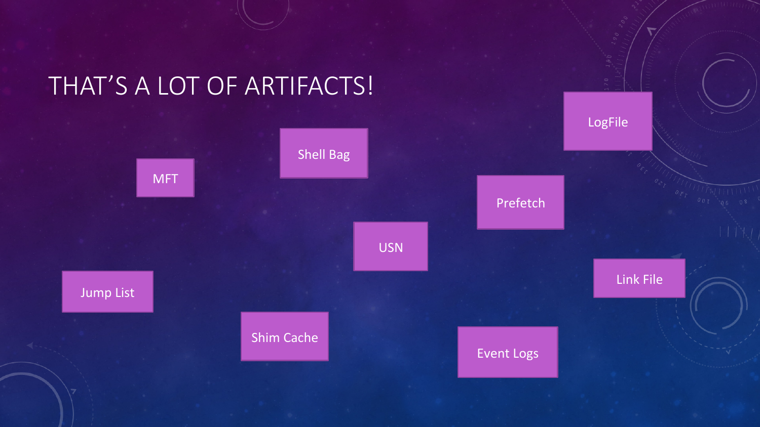# THAT'S A LOT OF ARTIFACTS!

- LogFile
- Shell Bag
- MFT
- Prefetch
- USN
- Link File
- Jump List
- Shim Cache
- Event Logs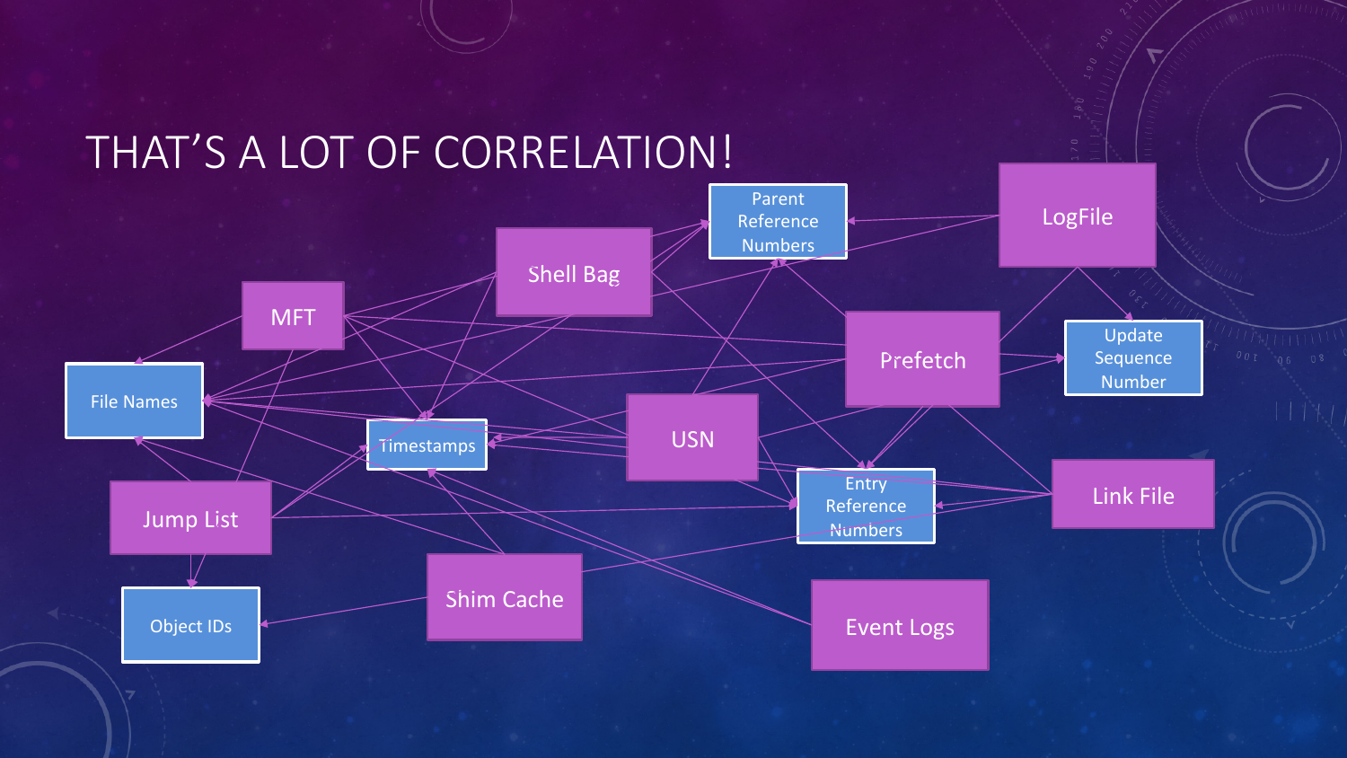# THAT'S A LOT OF CORRELATION!

- MFT
- Shell Bag
- Parent Reference Numbers
- LogFile
- Update Sequence Number
- Prefetch
- File Names
- Timestamps
- USN
- Entry Reference Numbers
- Link File
- Jump List
- Object IDs
- Shim Cache
- Event Logs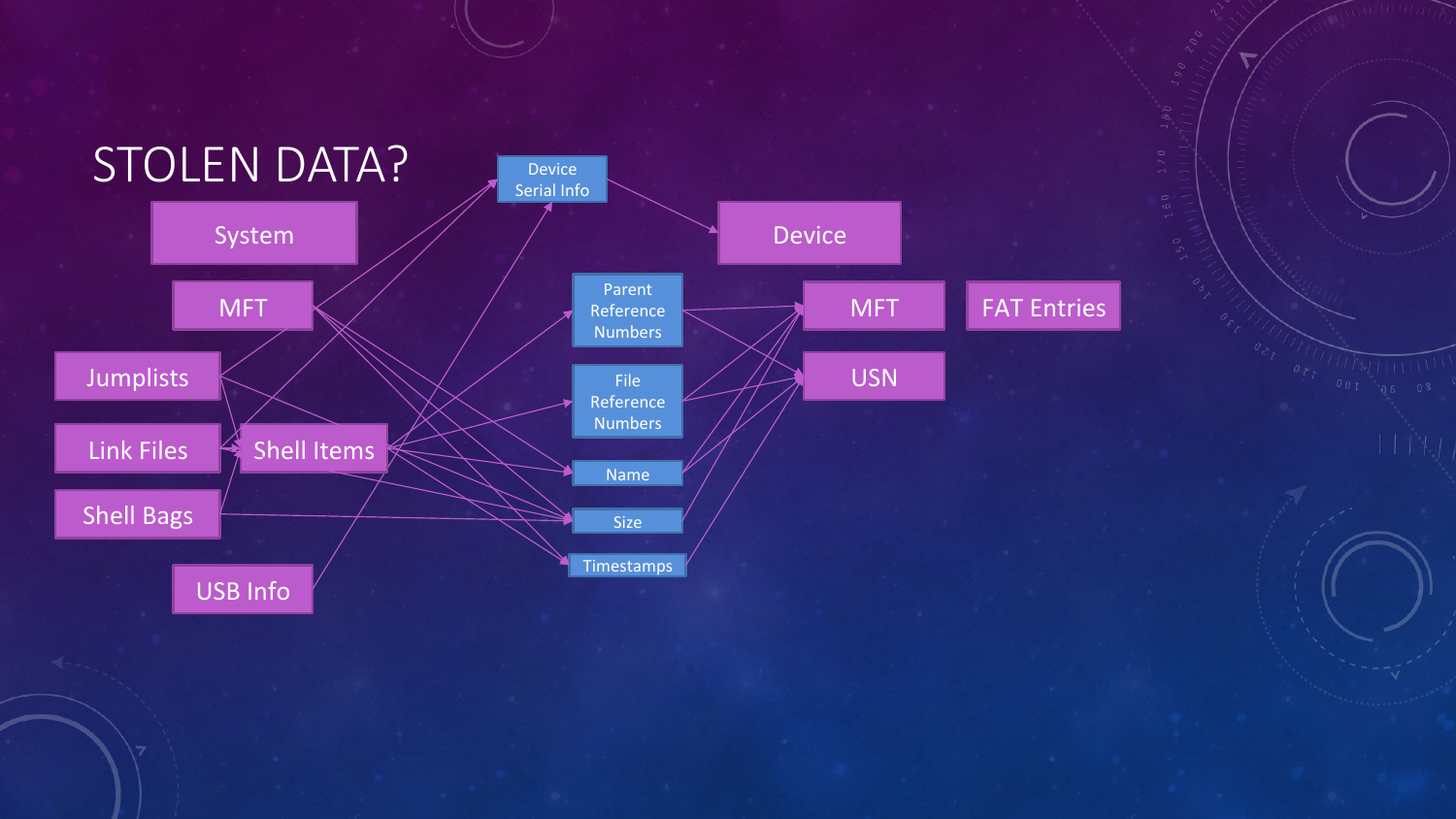# STOLEN DATA?

- System
- MFT
- Jumplists
- Link Files
- Shell Items
- Shell Bags
- USB Info
- Device Serial Info
- Parent Reference Numbers
- File Reference Numbers
- Name
- Size
- Timestamps
- Device
- MFT
- FAT Entries
- USN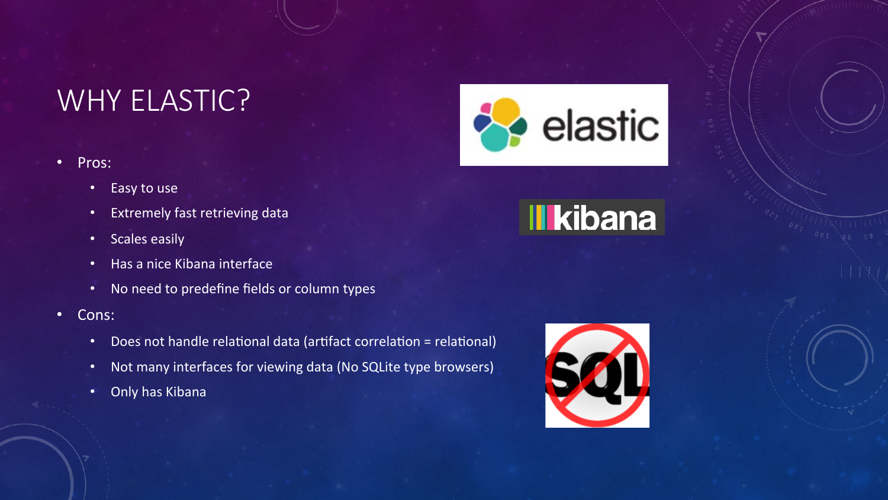# WHY ELASTIC?

- Pros:
  - Easy to use
  - Extremely fast retrieving data
  - Scales easily
  - Has a nice Kibana interface
  - No need to predefine fields or column types
- Cons:
  - Does not handle relational data (artifact correlation = relational)
  - Not many interfaces for viewing data (No SQLite type browsers)
  - Only has Kibana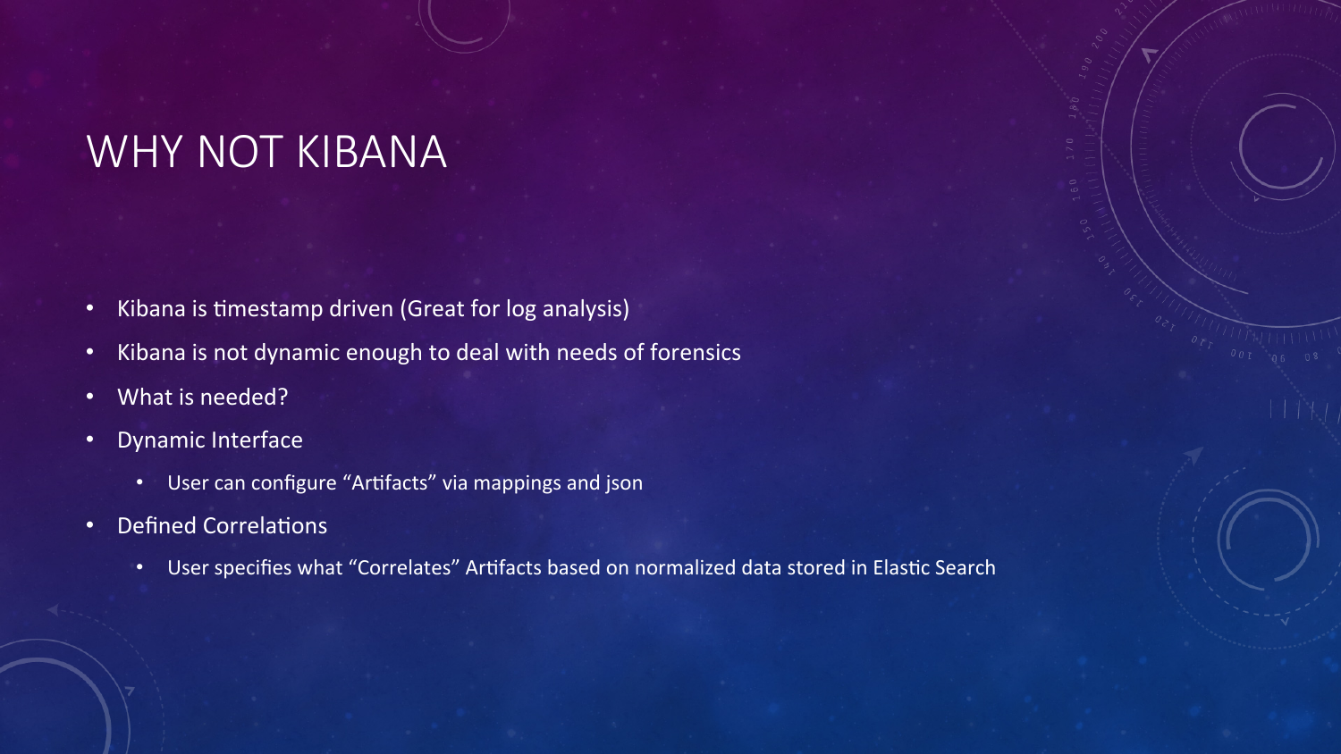# WHY NOT KIBANA

- Kibana is timestamp driven (Great for log analysis)
- Kibana is not dynamic enough to deal with needs of forensics
- What is needed?
- Dynamic Interface
  - User can configure “Artifacts” via mappings and json
- Defined Correlations
  - User specifies what “Correlates” Artifacts based on normalized data stored in Elastic Search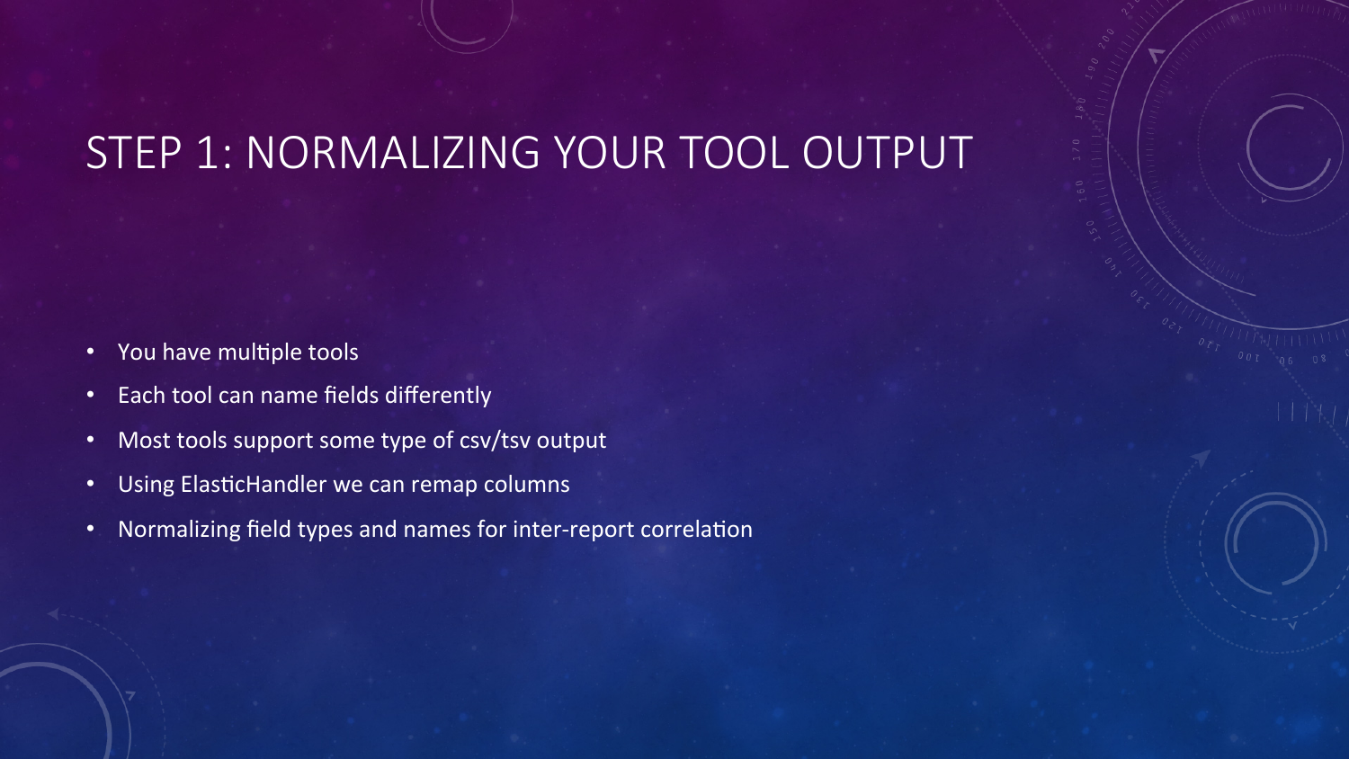# STEP 1: NORMALIZING YOUR TOOL OUTPUT

- You have multiple tools
- Each tool can name fields differently
- Most tools support some type of csv/tsv output
- Using ElasticHandler we can remap columns
- Normalizing field types and names for inter-report correlation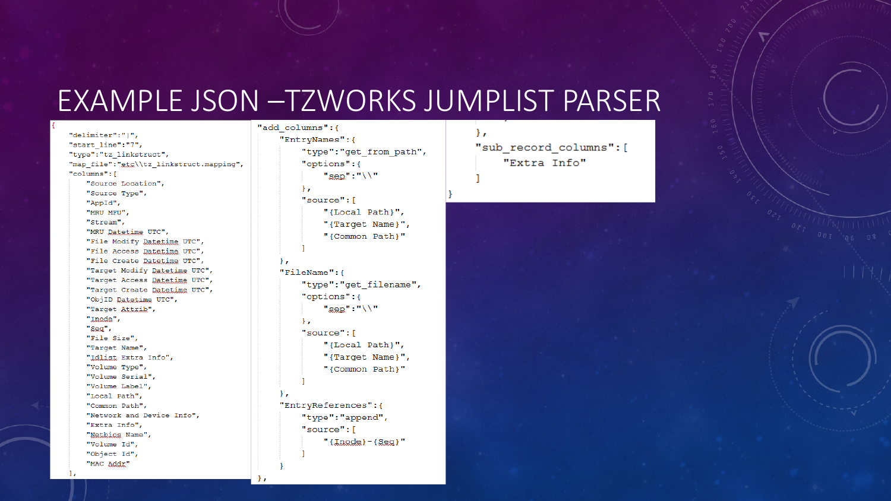# EXAMPLE JSON –TZWORKS JUMPLIST PARSER

```
{
    "delimiter":"|",
    "start_line":"7",
    "type":"tz_linkstruct",
    "map_file":"etc\\tz_linkstruct.mapping",
    "columns":[
        "Source Location",
        "Source Type",
        "AppId",
        "MRU MFU",
        "Stream",
        "MRU Datetime UTC",
        "File Modify Datetime UTC",
        "File Access Datetime UTC",
        "File Create Datetime UTC",
        "Target Modify Datetime UTC",
        "Target Access Datetime UTC",
        "Target Create Datetime UTC",
        "ObjID Datetime UTC",
        "Target Attrib",
        "Inode",
        "Seq",
        "File Size",
        "Target Name",
        "Idlist Extra Info",
        "Volume Type",
        "Volume Serial",
        "Volume Label",
        "Local Path",
        "Common Path",
        "Network and Device Info",
        "Extra Info",
        "Netbios Name",
        "Volume Id",
        "Object Id",
        "MAC Addr"
    ],
```

```
"add_columns":{
    "EntryNames":{
        "type":"get_from_path",
        "options":{
            "sep":"\\"
        },
        "source":[
            "{Local Path}",
            "{Target Name}",
            "{Common Path}"
        ]
    },
    "FileName":{
        "type":"get_filename",
        "options":{
            "sep":"\\"
        },
        "source":[
            "{Local Path}",
            "{Target Name}",
            "{Common Path}"
        ]
    },
    "EntryReferences":{
        "type":"append",
        "source":[
            "{Inode}-{Seq}"
        ]
    }
},
```

```
    },
    "sub_record_columns":[
        "Extra Info"
    ]
}
```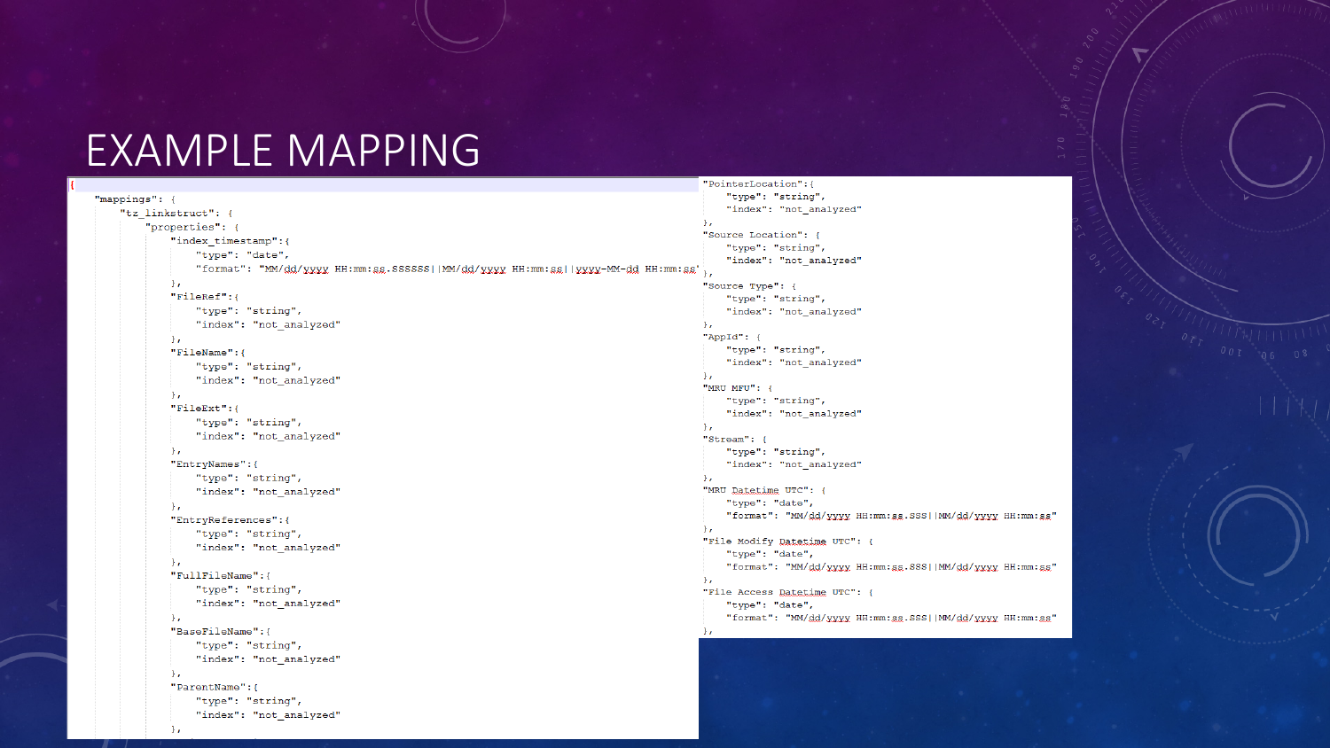# EXAMPLE MAPPING

```
{
    "mappings": {
        "tz_linkstruct": {
            "properties": {
                "index_timestamp":{
                    "type": "date",
                    "format": "MM/dd/yyyy HH:mm:ss.SSSSSS||MM/dd/yyyy HH:mm:ss||yyyy-MM-dd HH:mm:ss"
                },
                "FileRef":{
                    "type": "string",
                    "index": "not_analyzed"
                },
                "FileName":{
                    "type": "string",
                    "index": "not_analyzed"
                },
                "FileExt":{
                    "type": "string",
                    "index": "not_analyzed"
                },
                "EntryNames":{
                    "type": "string",
                    "index": "not_analyzed"
                },
                "EntryReferences":{
                    "type": "string",
                    "index": "not_analyzed"
                },
                "FullFileName":{
                    "type": "string",
                    "index": "not_analyzed"
                },
                "BaseFileName":{
                    "type": "string",
                    "index": "not_analyzed"
                },
                "ParentName":{
                    "type": "string",
                    "index": "not_analyzed"
                },
```

```
"PointerLocation":{
    "type": "string",
    "index": "not_analyzed"
},
"Source Location": {
    "type": "string",
    "index": "not_analyzed"
},
"Source Type": {
    "type": "string",
    "index": "not_analyzed"
},
"AppId": {
    "type": "string",
    "index": "not_analyzed"
},
"MRU MFU": {
    "type": "string",
    "index": "not_analyzed"
},
"Stream": {
    "type": "string",
    "index": "not_analyzed"
},
"MRU Datetime UTC": {
    "type": "date",
    "format": "MM/dd/yyyy HH:mm:ss.SSS||MM/dd/yyyy HH:mm:ss"
},
"File Modify Datetime UTC": {
    "type": "date",
    "format": "MM/dd/yyyy HH:mm:ss.SSS||MM/dd/yyyy HH:mm:ss"
},
"File Access Datetime UTC": {
    "type": "date",
    "format": "MM/dd/yyyy HH:mm:ss.SSS||MM/dd/yyyy HH:mm:ss"
},
```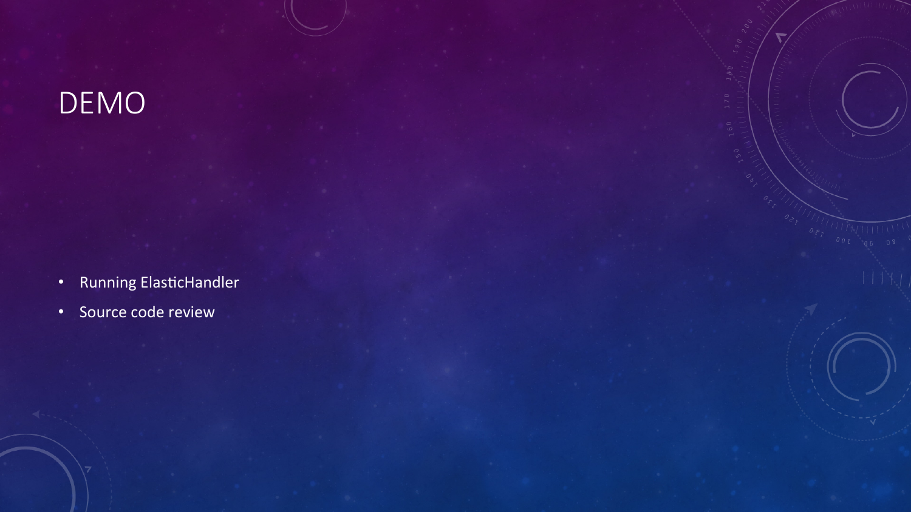# DEMO

- Running ElasticHandler
- Source code review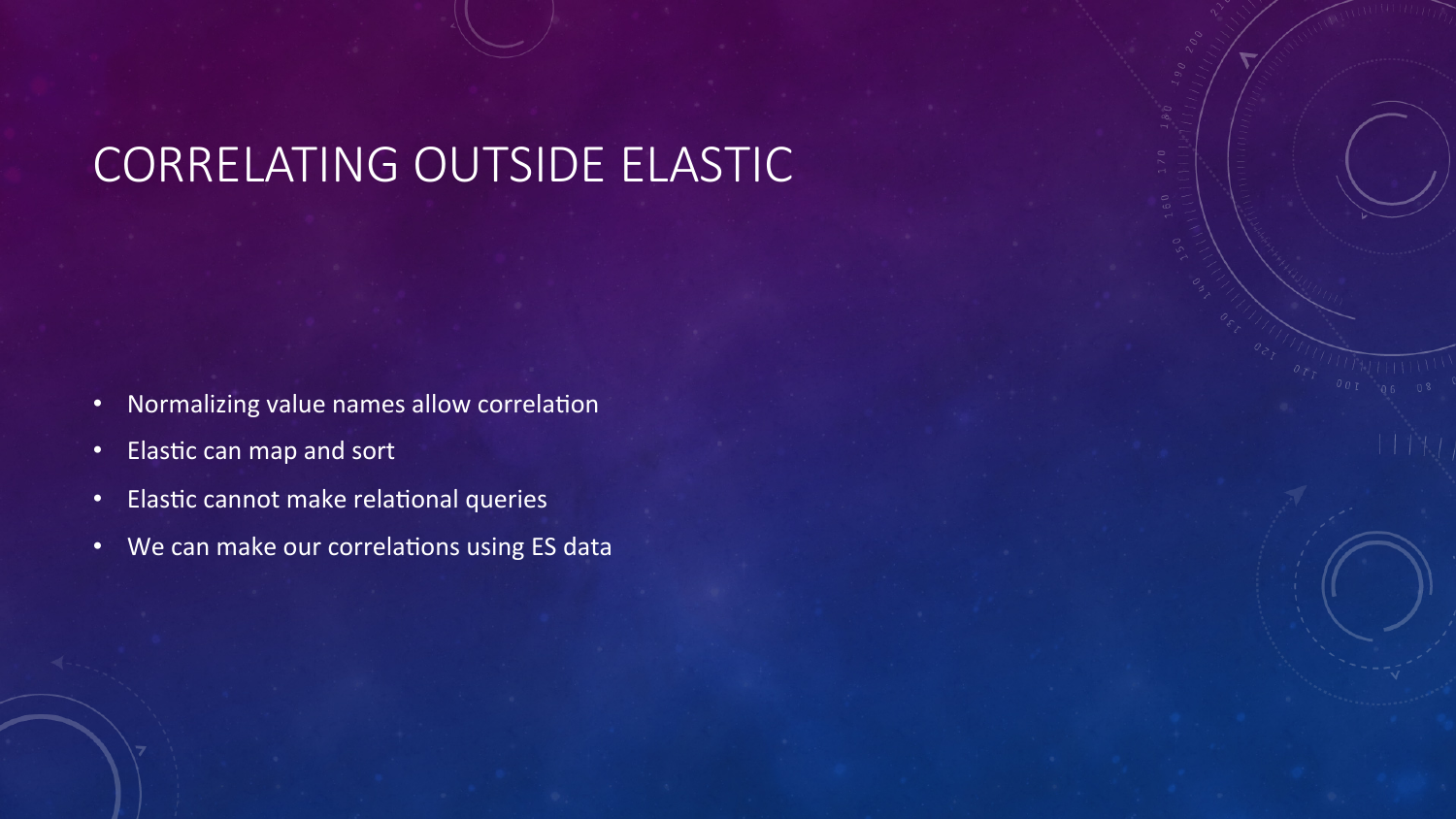# CORRELATING OUTSIDE ELASTIC

- Normalizing value names allow correlation
- Elastic can map and sort
- Elastic cannot make relational queries
- We can make our correlations using ES data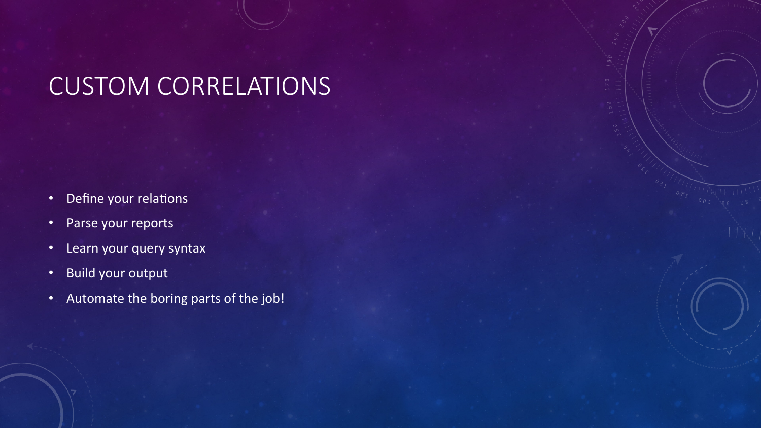# CUSTOM CORRELATIONS

- Define your relations
- Parse your reports
- Learn your query syntax
- Build your output
- Automate the boring parts of the job!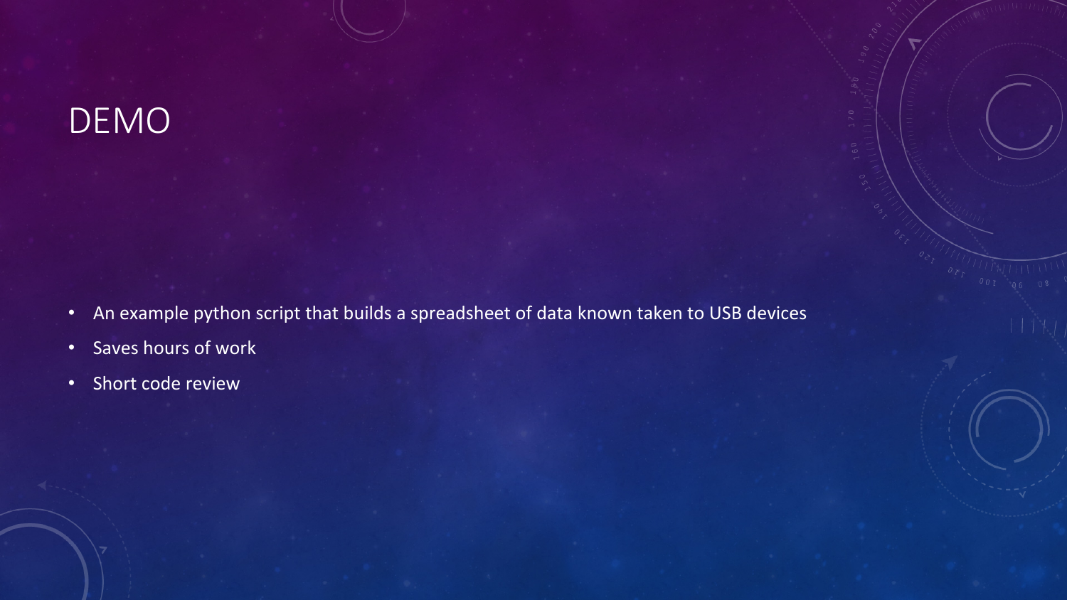# DEMO

- An example python script that builds a spreadsheet of data known taken to USB devices
- Saves hours of work
- Short code review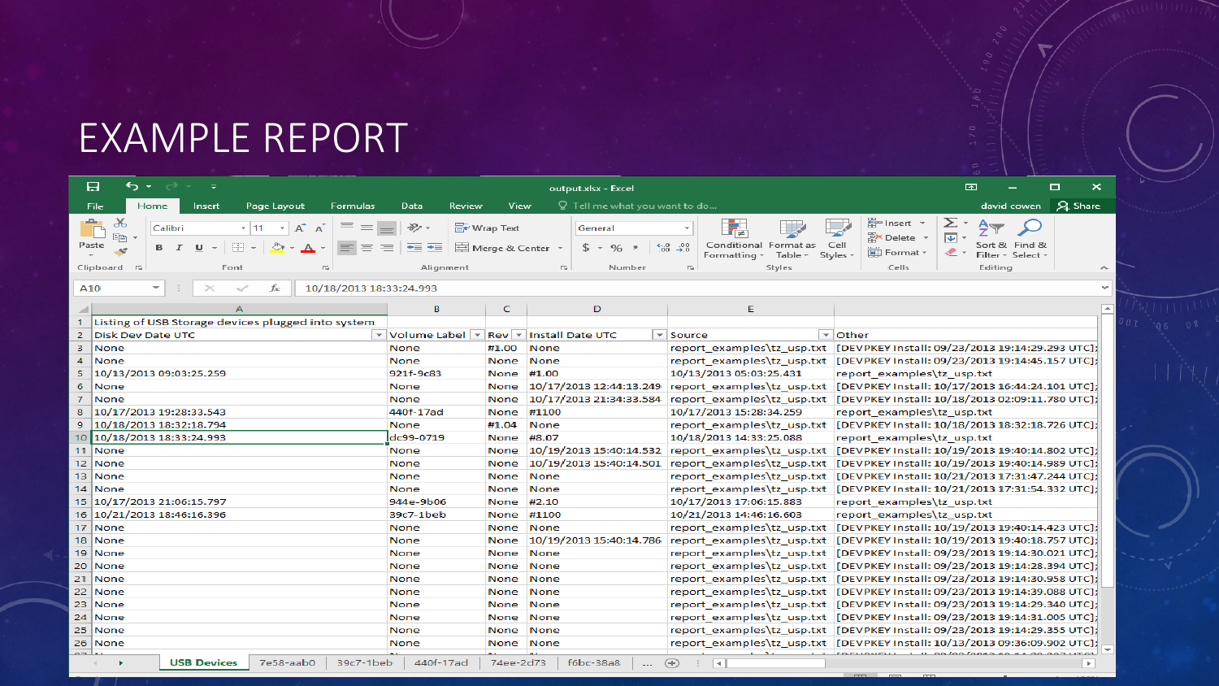# EXAMPLE REPORT

| | A | B | C | D | E | |
|---|---|---|---|---|---|---|
| 1 | Listing of USB Storage devices plugged into system | | | | | |
| 2 | Disk Dev Date UTC | Volume Label | Rev | Install Date UTC | Source | Other |
| 3 | None | None | #1.00 | None | report_examples\tz_usp.txt | [DEVPKEY Install: 09/23/2013 19:14:29.293 UTC]; |
| 4 | None | None | None | None | report_examples\tz_usp.txt | [DEVPKEY Install: 09/23/2013 19:14:45.157 UTC]; |
| 5 | 10/13/2013 09:03:25.259 | 921f-9c83 | None | #1.00 | 10/13/2013 05:03:25.431 | report_examples\tz_usp.txt |
| 6 | None | None | None | 10/17/2013 12:44:13.249 | report_examples\tz_usp.txt | [DEVPKEY Install: 10/17/2013 16:44:24.101 UTC]; |
| 7 | None | None | None | 10/17/2013 21:34:33.584 | report_examples\tz_usp.txt | [DEVPKEY Install: 10/18/2013 02:09:11.780 UTC]; |
| 8 | 10/17/2013 19:28:33.543 | 440f-17ad | None | #1100 | 10/17/2013 15:28:34.259 | report_examples\tz_usp.txt |
| 9 | 10/18/2013 18:32:18.794 | None | #1.04 | None | report_examples\tz_usp.txt | [DEVPKEY Install: 10/18/2013 18:32:18.726 UTC]; |
| 10 | 10/18/2013 18:33:24.993 | dc99-0719 | None | #8.07 | 10/18/2013 14:33:25.088 | report_examples\tz_usp.txt |
| 11 | None | None | None | 10/19/2013 15:40:14.532 | report_examples\tz_usp.txt | [DEVPKEY Install: 10/19/2013 19:40:14.802 UTC]; |
| 12 | None | None | None | 10/19/2013 15:40:14.501 | report_examples\tz_usp.txt | [DEVPKEY Install: 10/19/2013 19:40:14.989 UTC]; |
| 13 | None | None | None | None | report_examples\tz_usp.txt | [DEVPKEY Install: 10/21/2013 17:31:47.244 UTC]; |
| 14 | None | None | None | None | report_examples\tz_usp.txt | [DEVPKEY Install: 10/21/2013 17:31:54.332 UTC]; |
| 15 | 10/17/2013 21:06:15.797 | 944e-9b06 | None | #2.10 | 10/17/2013 17:06:15.883 | report_examples\tz_usp.txt |
| 16 | 10/21/2013 18:46:16.396 | 39c7-1beb | None | #1100 | 10/21/2013 14:46:16.603 | report_examples\tz_usp.txt |
| 17 | None | None | None | None | report_examples\tz_usp.txt | [DEVPKEY Install: 10/19/2013 19:40:14.423 UTC]; |
| 18 | None | None | None | 10/19/2013 15:40:14.786 | report_examples\tz_usp.txt | [DEVPKEY Install: 10/19/2013 19:40:18.757 UTC]; |
| 19 | None | None | None | None | report_examples\tz_usp.txt | [DEVPKEY Install: 09/23/2013 19:14:30.021 UTC]; |
| 20 | None | None | None | None | report_examples\tz_usp.txt | [DEVPKEY Install: 09/23/2013 19:14:28.394 UTC]; |
| 21 | None | None | None | None | report_examples\tz_usp.txt | [DEVPKEY Install: 09/23/2013 19:14:30.958 UTC]; |
| 22 | None | None | None | None | report_examples\tz_usp.txt | [DEVPKEY Install: 09/23/2013 19:14:39.088 UTC]; |
| 23 | None | None | None | None | report_examples\tz_usp.txt | [DEVPKEY Install: 09/23/2013 19:14:29.340 UTC]; |
| 24 | None | None | None | None | report_examples\tz_usp.txt | [DEVPKEY Install: 09/23/2013 19:14:31.005 UTC]; |
| 25 | None | None | None | None | report_examples\tz_usp.txt | [DEVPKEY Install: 09/23/2013 19:14:29.355 UTC]; |
| 26 | None | None | None | None | report_examples\tz_usp.txt | [DEVPKEY Install: 10/13/2013 09:36:09.902 UTC]; |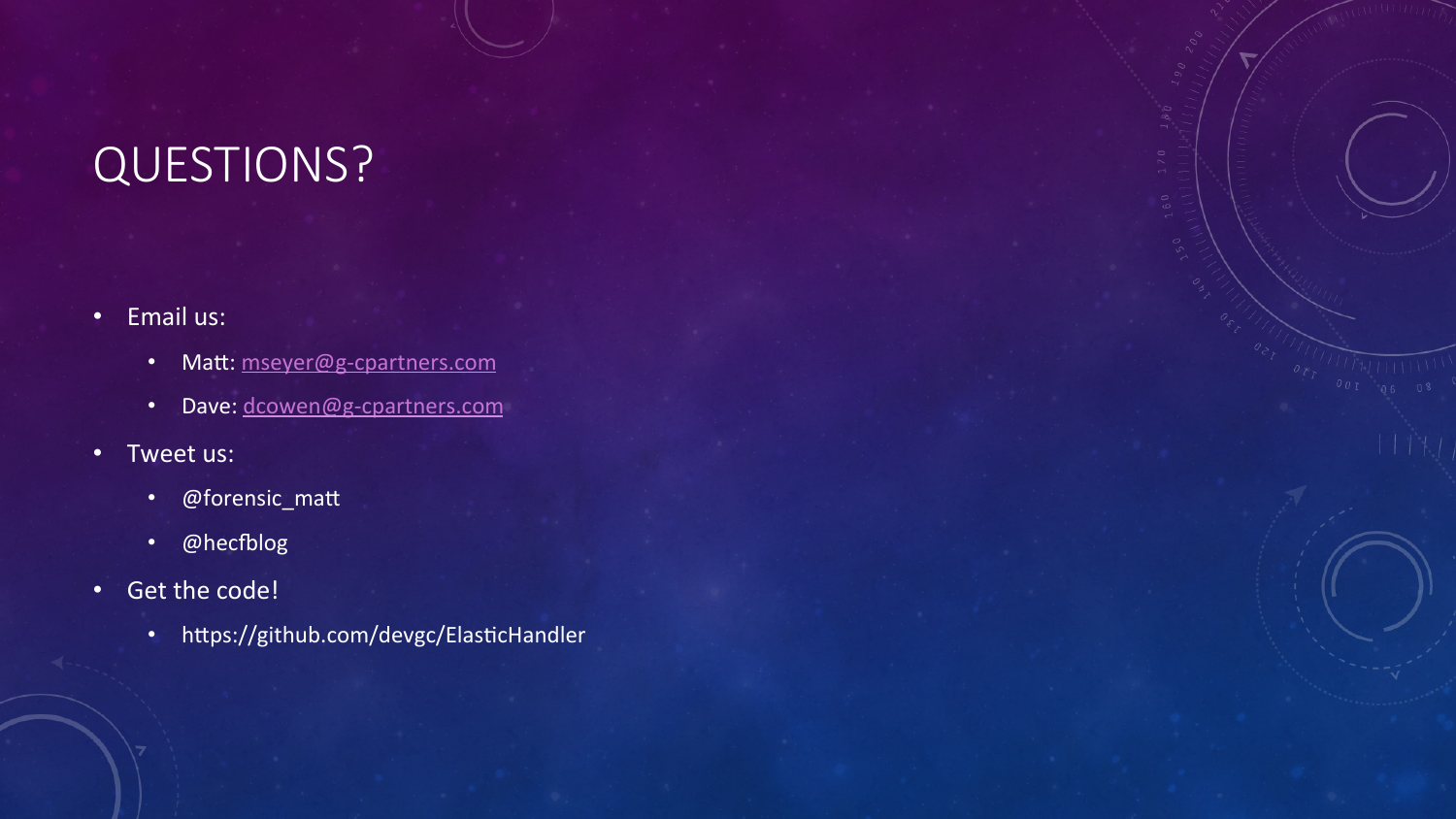# QUESTIONS?

- Email us:
  - Matt: mseyer@g-cpartners.com
  - Dave: dcowen@g-cpartners.com
- Tweet us:
  - @forensic_matt
  - @hecfblog
- Get the code!
  - https://github.com/devgc/ElasticHandler